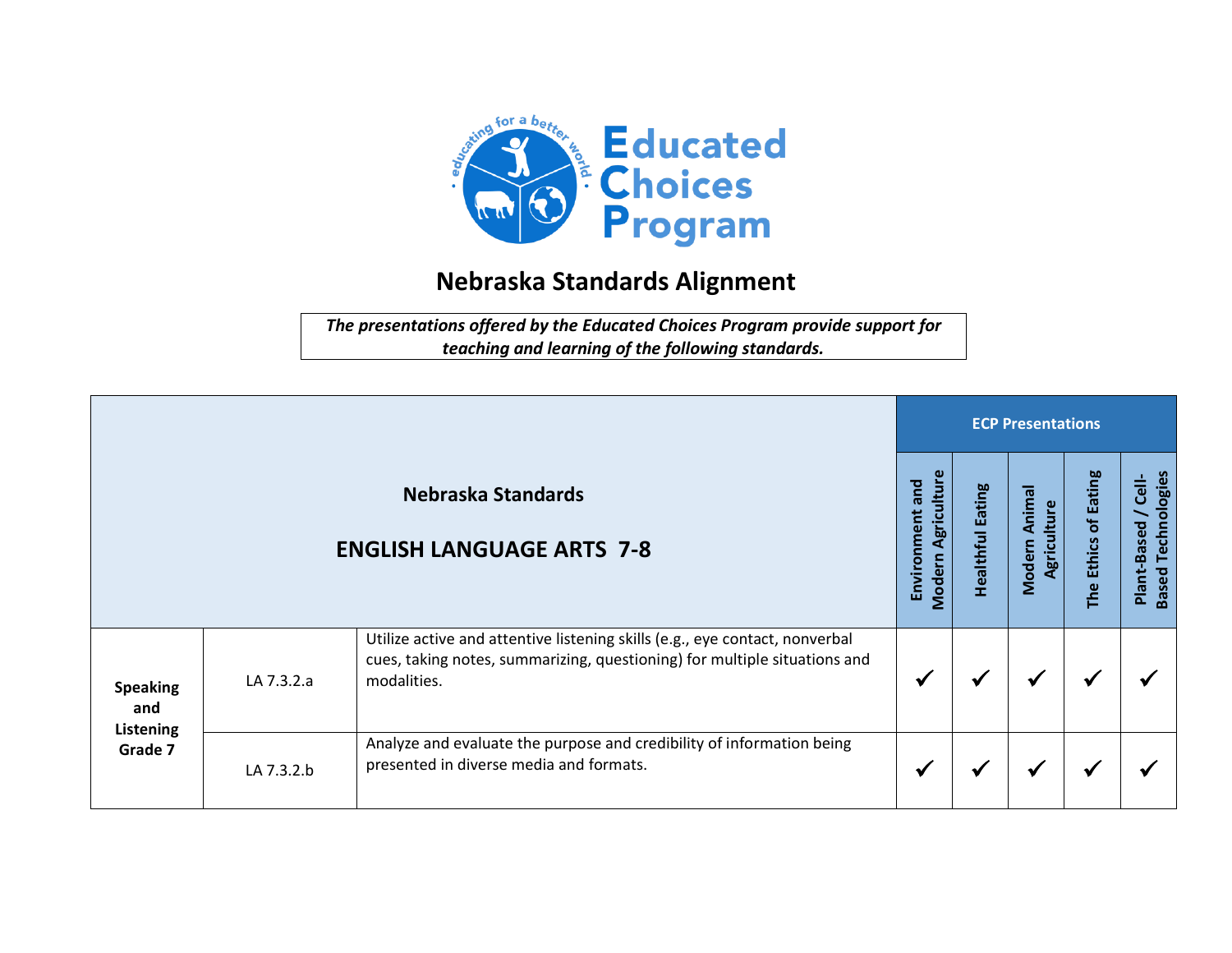# Educated Choices Program

educating for a better world

## Nebraska Standards Alignment

*The presentations offered by the Educated Choices Program provide support for teaching and learning of the following standards.*

| Nebraska Standards ENGLISH LANGUAGE ARTS 7-8 | | | ECP Presentations | | | | |
|---|---|---|---|---|---|---|---|
| | | | Environment and Modern Agriculture | Healthful Eating | Modern Animal Agriculture | The Ethics of Eating | Plant-Based / Cell-Based Technologies |
| **Speaking and Listening Grade 7** | LA 7.3.2.a | Utilize active and attentive listening skills (e.g., eye contact, nonverbal cues, taking notes, summarizing, questioning) for multiple situations and modalities. | ✓ | ✓ | ✓ | ✓ | ✓ |
| | LA 7.3.2.b | Analyze and evaluate the purpose and credibility of information being presented in diverse media and formats. | ✓ | ✓ | ✓ | ✓ | ✓ |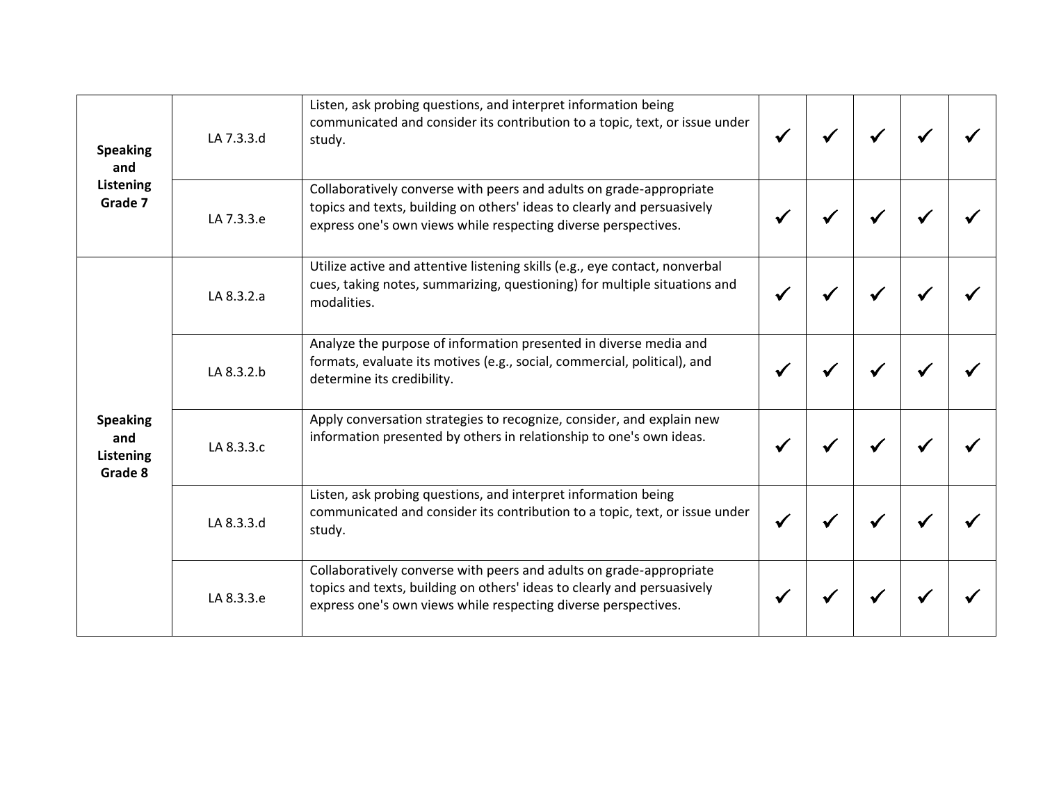| | | | | | | | |
|---|---|---|---|---|---|---|---|
| **Speaking and Listening Grade 7** | LA 7.3.3.d | Listen, ask probing questions, and interpret information being communicated and consider its contribution to a topic, text, or issue under study. | ✓ | ✓ | ✓ | ✓ | ✓ |
| | LA 7.3.3.e | Collaboratively converse with peers and adults on grade-appropriate topics and texts, building on others' ideas to clearly and persuasively express one's own views while respecting diverse perspectives. | ✓ | ✓ | ✓ | ✓ | ✓ |
| **Speaking and Listening Grade 8** | LA 8.3.2.a | Utilize active and attentive listening skills (e.g., eye contact, nonverbal cues, taking notes, summarizing, questioning) for multiple situations and modalities. | ✓ | ✓ | ✓ | ✓ | ✓ |
| | LA 8.3.2.b | Analyze the purpose of information presented in diverse media and formats, evaluate its motives (e.g., social, commercial, political), and determine its credibility. | ✓ | ✓ | ✓ | ✓ | ✓ |
| | LA 8.3.3.c | Apply conversation strategies to recognize, consider, and explain new information presented by others in relationship to one's own ideas. | ✓ | ✓ | ✓ | ✓ | ✓ |
| | LA 8.3.3.d | Listen, ask probing questions, and interpret information being communicated and consider its contribution to a topic, text, or issue under study. | ✓ | ✓ | ✓ | ✓ | ✓ |
| | LA 8.3.3.e | Collaboratively converse with peers and adults on grade-appropriate topics and texts, building on others' ideas to clearly and persuasively express one's own views while respecting diverse perspectives. | ✓ | ✓ | ✓ | ✓ | ✓ |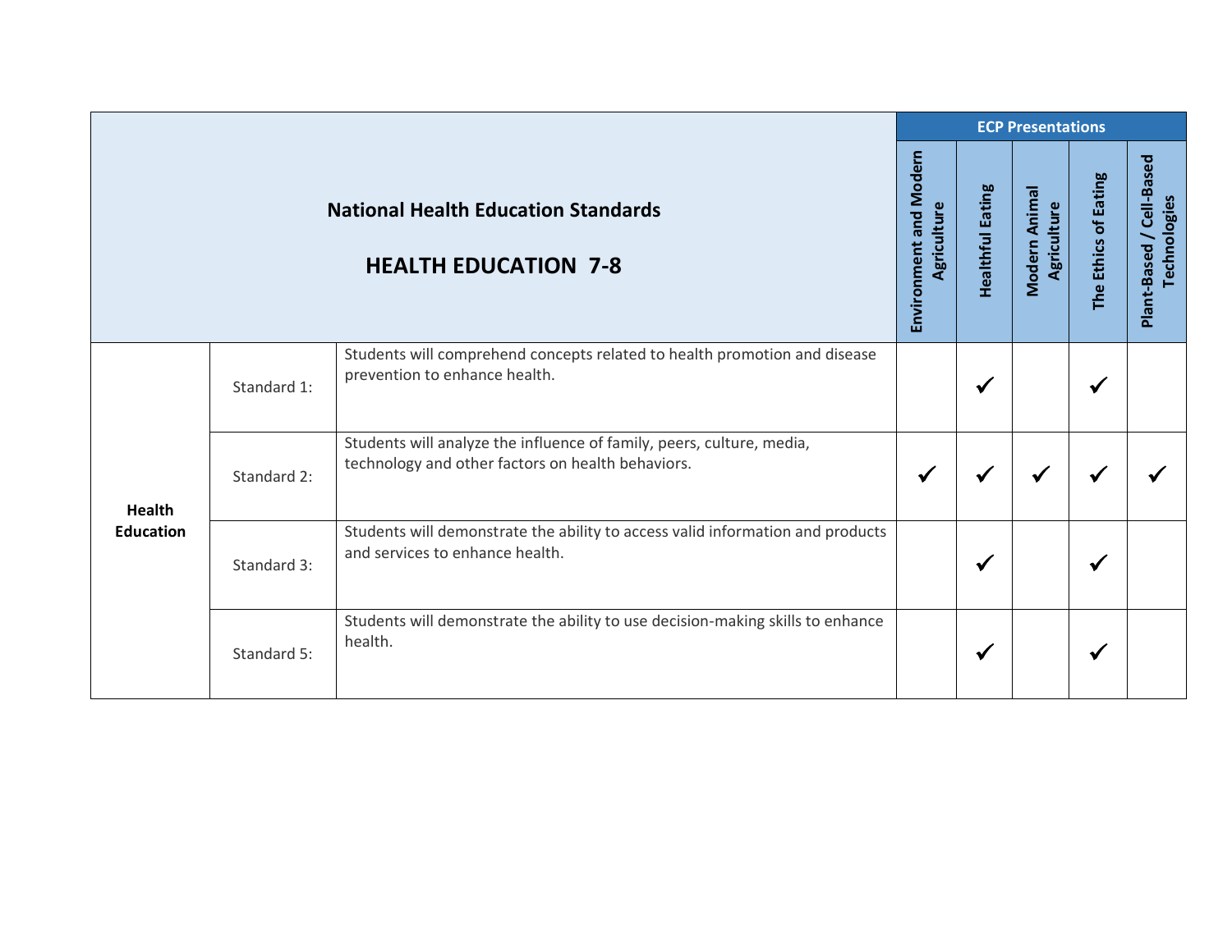| National Health Education Standards<br><br>HEALTH EDUCATION 7-8 | | | ECP Presentations | | | | |
|---|---|---|---|---|---|---|---|
| | | | Environment and Modern Agriculture | Healthful Eating | Modern Animal Agriculture | The Ethics of Eating | Plant-Based / Cell-Based Technologies |
| **Health Education** | Standard 1: | Students will comprehend concepts related to health promotion and disease prevention to enhance health. | | ✓ | | ✓ | |
| | Standard 2: | Students will analyze the influence of family, peers, culture, media, technology and other factors on health behaviors. | ✓ | ✓ | ✓ | ✓ | ✓ |
| | Standard 3: | Students will demonstrate the ability to access valid information and products and services to enhance health. | | ✓ | | ✓ | |
| | Standard 5: | Students will demonstrate the ability to use decision-making skills to enhance health. | | ✓ | | ✓ | |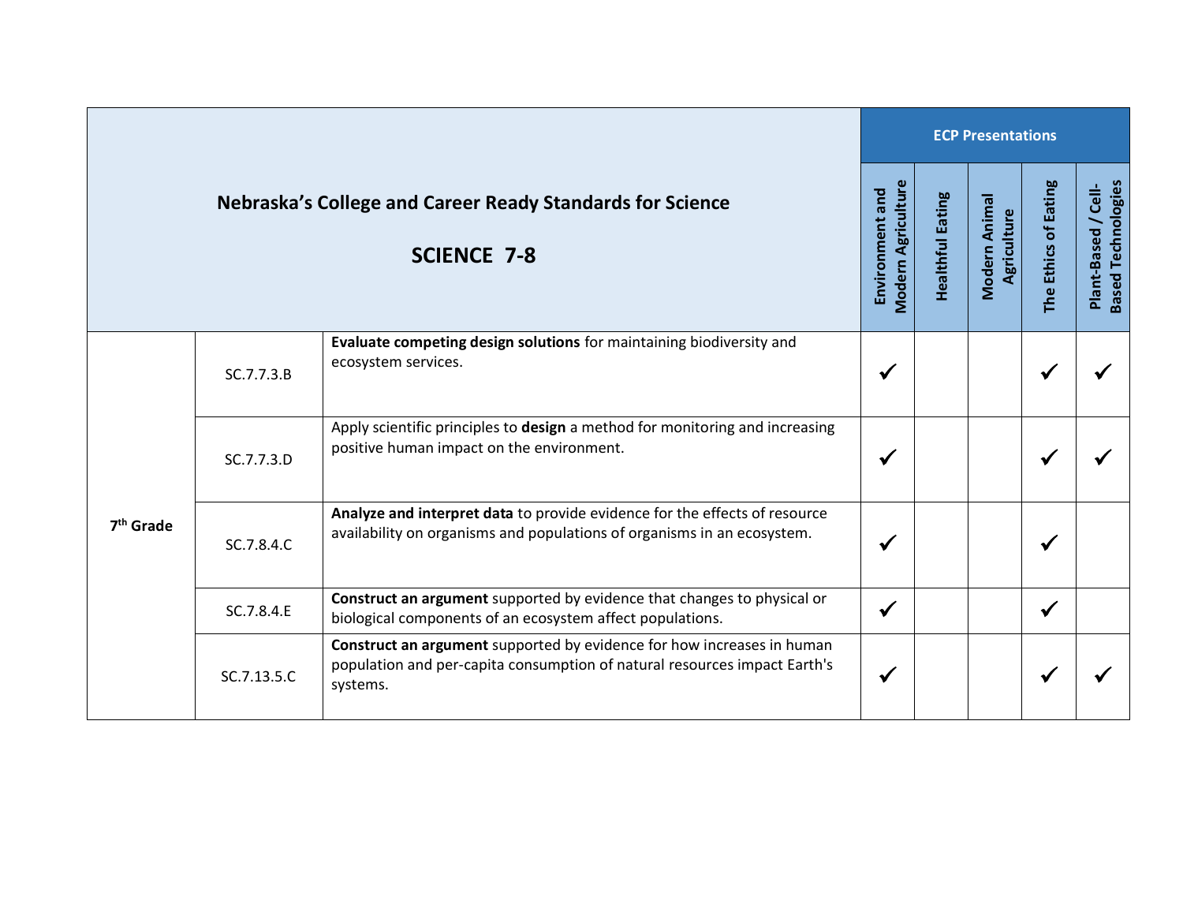| Nebraska's College and Career Ready Standards for Science SCIENCE 7-8 | | | ECP Presentations | | | | |
|---|---|---|---|---|---|---|---|
| | | | Environment and Modern Agriculture | Healthful Eating | Modern Animal Agriculture | The Ethics of Eating | Plant-Based / Cell-Based Technologies |
| 7th Grade | SC.7.7.3.B | **Evaluate competing design solutions** for maintaining biodiversity and ecosystem services. | ✓ | | | ✓ | ✓ |
| | SC.7.7.3.D | Apply scientific principles to **design** a method for monitoring and increasing positive human impact on the environment. | ✓ | | | ✓ | ✓ |
| | SC.7.8.4.C | **Analyze and interpret data** to provide evidence for the effects of resource availability on organisms and populations of organisms in an ecosystem. | ✓ | | | ✓ | |
| | SC.7.8.4.E | **Construct an argument** supported by evidence that changes to physical or biological components of an ecosystem affect populations. | ✓ | | | ✓ | |
| | SC.7.13.5.C | **Construct an argument** supported by evidence for how increases in human population and per-capita consumption of natural resources impact Earth's systems. | ✓ | | | ✓ | ✓ |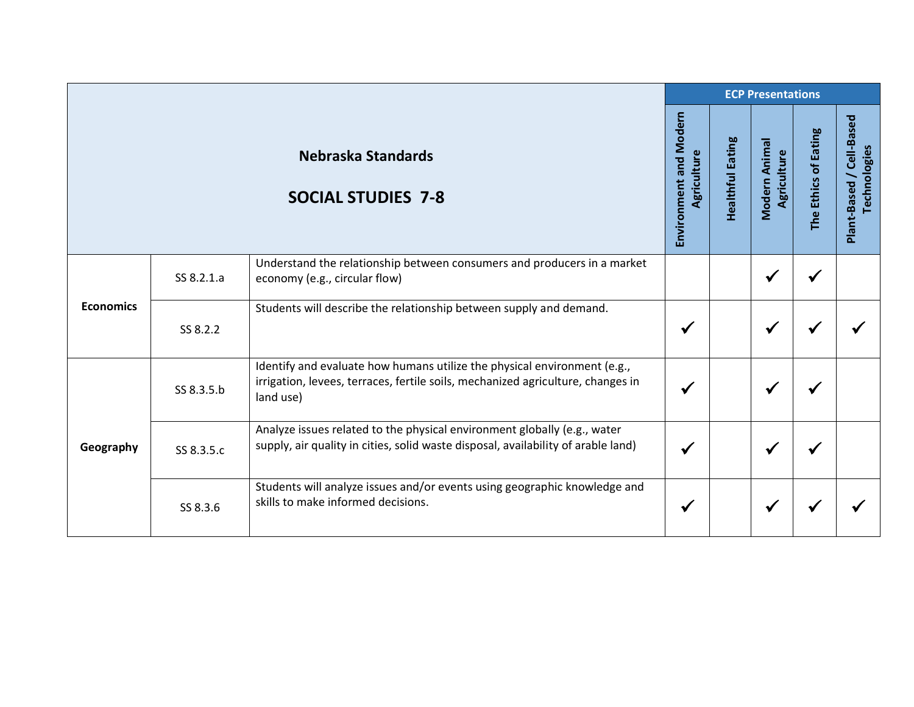| Nebraska Standards<br><br>SOCIAL STUDIES 7-8 | | | ECP Presentations | | | | |
|---|---|---|---|---|---|---|---|
| | | | Environment and Modern Agriculture | Healthful Eating | Modern Animal Agriculture | The Ethics of Eating | Plant-Based / Cell-Based Technologies |
| **Economics** | SS 8.2.1.a | Understand the relationship between consumers and producers in a market economy (e.g., circular flow) | | | ✓ | ✓ | |
| | SS 8.2.2 | Students will describe the relationship between supply and demand. | ✓ | | ✓ | ✓ | ✓ |
| **Geography** | SS 8.3.5.b | Identify and evaluate how humans utilize the physical environment (e.g., irrigation, levees, terraces, fertile soils, mechanized agriculture, changes in land use) | ✓ | | ✓ | ✓ | |
| | SS 8.3.5.c | Analyze issues related to the physical environment globally (e.g., water supply, air quality in cities, solid waste disposal, availability of arable land) | ✓ | | ✓ | ✓ | |
| | SS 8.3.6 | Students will analyze issues and/or events using geographic knowledge and skills to make informed decisions. | ✓ | | ✓ | ✓ | ✓ |